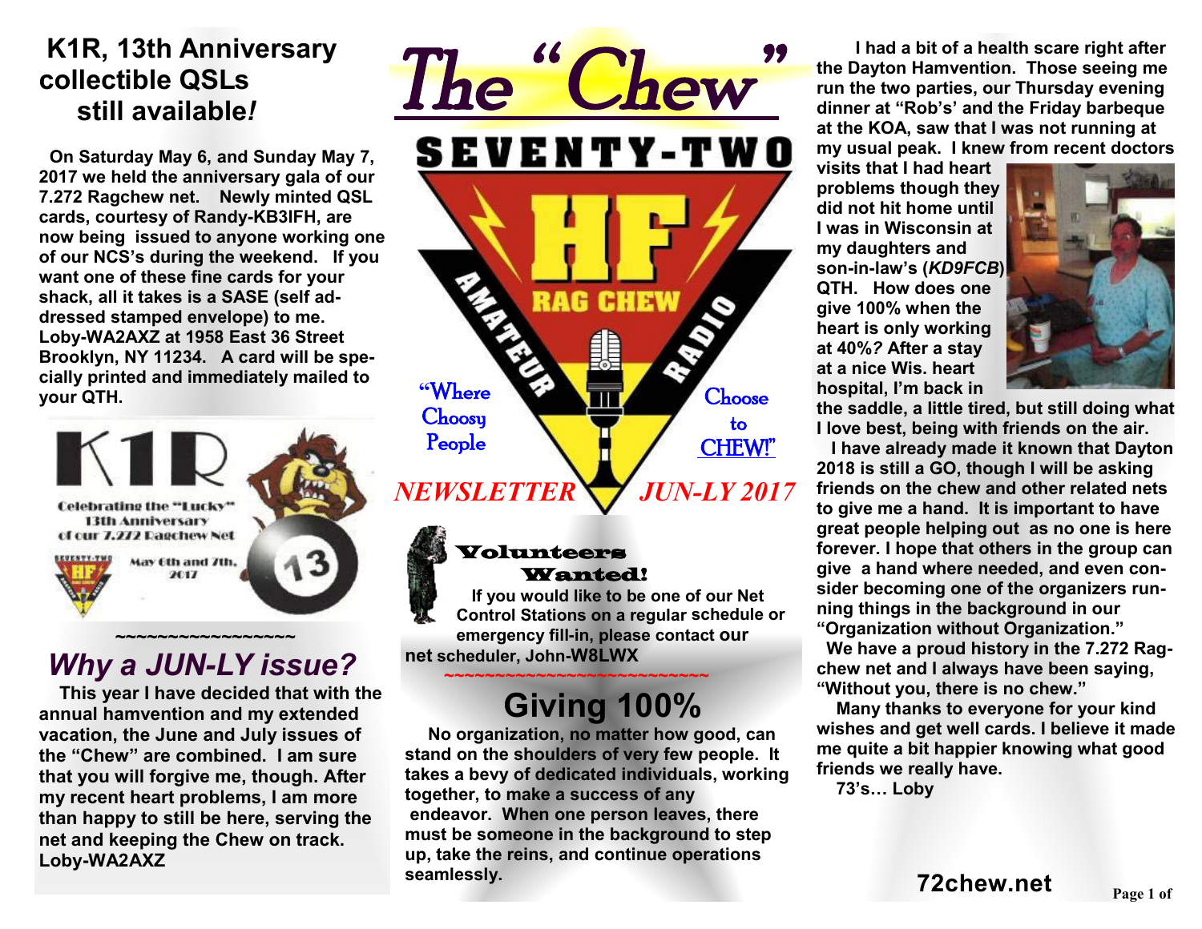# The "Chew"

SEVENTY-TWO HF RAG CHEW AMATEUR RADIO

"Where Choosy People Choose to CHEW!"

*NEWSLETTER JUN-LY 2017*

## K1R, 13th Anniversary collectible QSLs still available!

On Saturday May 6, and Sunday May 7, 2017 we held the anniversary gala of our 7.272 Ragchew net. Newly minted QSL cards, courtesy of Randy-KB3IFH, are now being issued to anyone working one of our NCS's during the weekend. If you want one of these fine cards for your shack, all it takes is a SASE (self addressed stamped envelope) to me. Loby-WA2AXZ at 1958 East 36 Street Brooklyn, NY 11234. A card will be specially printed and immediately mailed to your QTH.

K1R

Celebrating the "Lucky" 13th Anniversary of our 7.272 Ragchew Net

May 6th and 7th, 2017

~~~~~~~~~~~~~~~~~~

## *Why a JUN-LY issue?*

This year I have decided that with the annual hamvention and my extended vacation, the June and July issues of the "Chew" are combined. I am sure that you will forgive me, though. After my recent heart problems, I am more than happy to still be here, serving the net and keeping the Chew on track. Loby-WA2AXZ

## Volunteers Wanted!

If you would like to be one of our Net Control Stations on a regular schedule or emergency fill-in, please contact our net scheduler, John-W8LWX

~~~~~~~~~~~~~~~~~~~~~~~~~~~

## Giving 100%

No organization, no matter how good, can stand on the shoulders of very few people. It takes a bevy of dedicated individuals, working together, to make a success of any endeavor. When one person leaves, there must be someone in the background to step up, take the reins, and continue operations seamlessly.

I had a bit of a health scare right after the Dayton Hamvention. Those seeing me run the two parties, our Thursday evening dinner at "Rob's' and the Friday barbeque at the KOA, saw that I was not running at my usual peak. I knew from recent doctors visits that I had heart problems though they did not hit home until I was in Wisconsin at my daughters and son-in-law's (*KD9FCB*) QTH. How does one give 100% when the heart is only working at 40%? After a stay at a nice Wis. heart hospital, I'm back in the saddle, a little tired, but still doing what I love best, being with friends on the air.

I have already made it known that Dayton 2018 is still a GO, though I will be asking friends on the chew and other related nets to give me a hand. It is important to have great people helping out as no one is here forever. I hope that others in the group can give a hand where needed, and even consider becoming one of the organizers running things in the background in our "Organization without Organization."

We have a proud history in the 7.272 Ragchew net and I always have been saying, "Without you, there is no chew."

Many thanks to everyone for your kind wishes and get well cards. I believe it made me quite a bit happier knowing what good friends we really have.

73's… Loby

**72chew.net**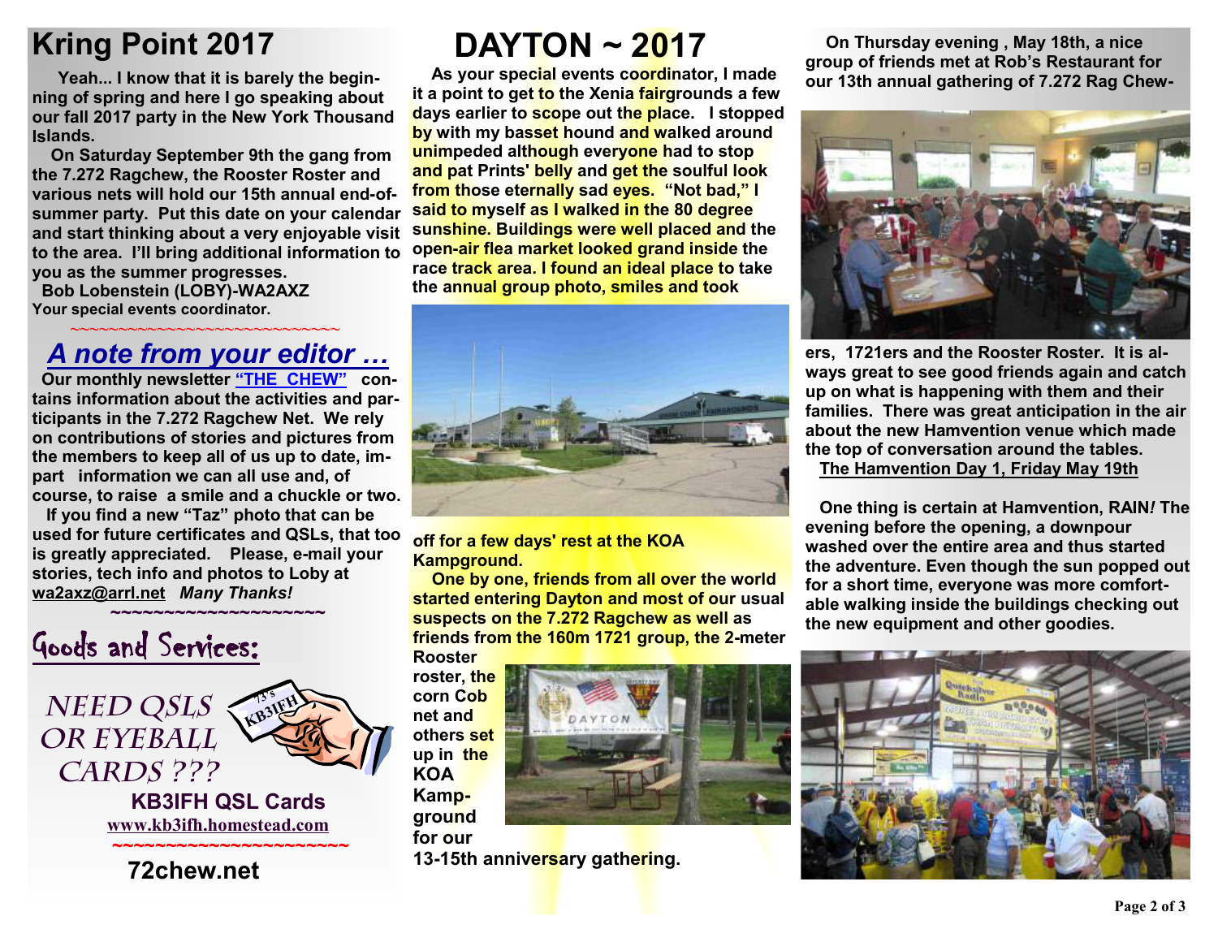# Kring Point 2017

Yeah... I know that it is barely the beginning of spring and here I go speaking about our fall 2017 party in the New York Thousand Islands.

On Saturday September 9th the gang from the 7.272 Ragchew, the Rooster Roster and various nets will hold our 15th annual end-of-summer party. Put this date on your calendar and start thinking about a very enjoyable visit to the area. I'll bring additional information to you as the summer progresses.

Bob Lobenstein (LOBY)-WA2AXZ
Your special events coordinator.

~~~~~~~~~~~~~~~~~~~~~~~~~~~~~~

## *A note from your editor …*

Our monthly newsletter "THE CHEW" contains information about the activities and participants in the 7.272 Ragchew Net. We rely on contributions of stories and pictures from the members to keep all of us up to date, impart information we can all use and, of course, to raise a smile and a chuckle or two.

If you find a new "Taz" photo that can be used for future certificates and QSLs, that too is greatly appreciated. Please, e-mail your stories, tech info and photos to Loby at wa2axz@arrl.net *Many Thanks!*

~~~~~~~~~~~~~~~~~~~~

## Goods and Services:

*NEED QSLS OR EYEBALL CARDS ???*

**KB3IFH QSL Cards**
www.kb3ifh.homestead.com

~~~~~~~~~~~~~~~~~~~~~~~~

**72chew.net**

# DAYTON ~ 2017

As your special events coordinator, I made it a point to get to the Xenia fairgrounds a few days earlier to scope out the place. I stopped by with my basset hound and walked around unimpeded although everyone had to stop and pat Prints' belly and get the soulful look from those eternally sad eyes. "Not bad," I said to myself as I walked in the 80 degree sunshine. Buildings were well placed and the open-air flea market looked grand inside the race track area. I found an ideal place to take the annual group photo, smiles and took off for a few days' rest at the KOA Kampground.

One by one, friends from all over the world started entering Dayton and most of our usual suspects on the 7.272 Ragchew as well as friends from the 160m 1721 group, the 2-meter Rooster roster, the corn Cob net and others set up in the KOA Kampground for our 13-15th anniversary gathering.

On Thursday evening , May 18th, a nice group of friends met at Rob's Restaurant for our 13th annual gathering of 7.272 Rag Chewers, 1721ers and the Rooster Roster. It is always great to see good friends again and catch up on what is happening with them and their families. There was great anticipation in the air about the new Hamvention venue which made the top of conversation around the tables.

**The Hamvention Day 1, Friday May 19th**

One thing is certain at Hamvention, RAIN*!* The evening before the opening, a downpour washed over the entire area and thus started the adventure. Even though the sun popped out for a short time, everyone was more comfortable walking inside the buildings checking out the new equipment and other goodies.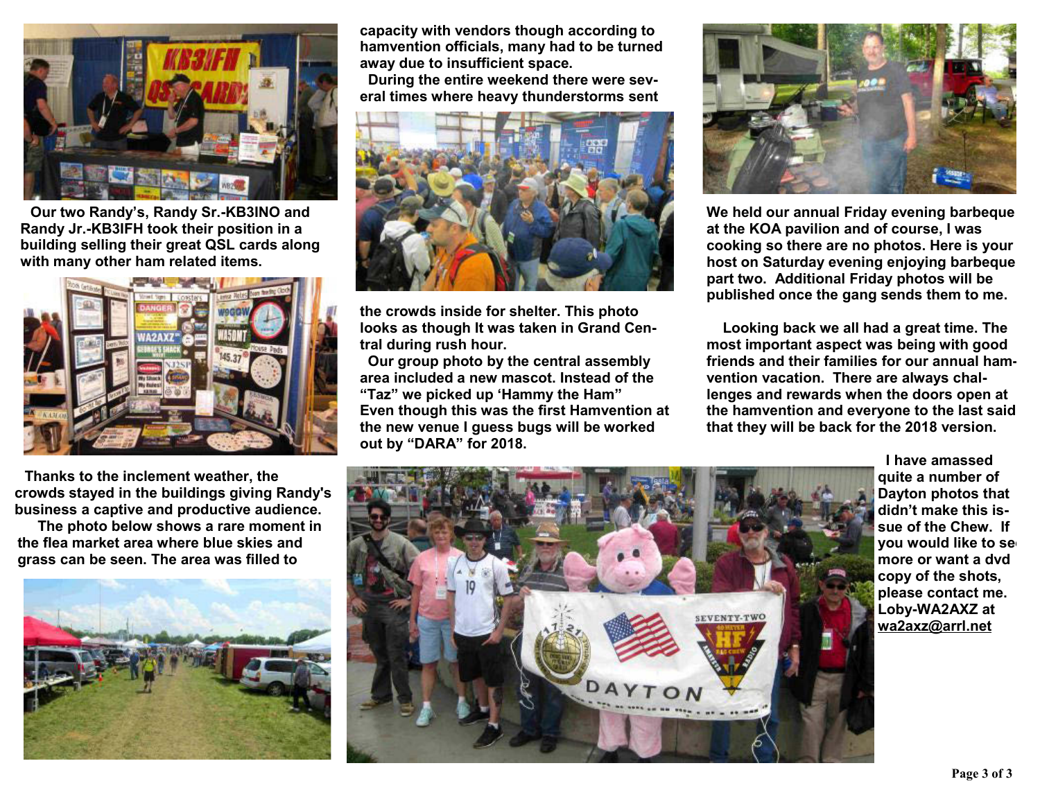Our two Randy's, Randy Sr.-KB3INO and Randy Jr.-KB3IFH took their position in a building selling their great QSL cards along with many other ham related items.

Thanks to the inclement weather, the crowds stayed in the buildings giving Randy's business a captive and productive audience.

The photo below shows a rare moment in the flea market area where blue skies and grass can be seen. The area was filled to capacity with vendors though according to hamvention officials, many had to be turned away due to insufficient space.

During the entire weekend there were several times where heavy thunderstorms sent the crowds inside for shelter. This photo looks as though It was taken in Grand Central during rush hour.

Our group photo by the central assembly area included a new mascot. Instead of the "Taz" we picked up 'Hammy the Ham" Even though this was the first Hamvention at the new venue I guess bugs will be worked out by "DARA" for 2018.

We held our annual Friday evening barbeque at the KOA pavilion and of course, I was cooking so there are no photos. Here is your host on Saturday evening enjoying barbeque part two. Additional Friday photos will be published once the gang sends them to me.

Looking back we all had a great time. The most important aspect was being with good friends and their families for our annual hamvention vacation. There are always challenges and rewards when the doors open at the hamvention and everyone to the last said that they will be back for the 2018 version.

I have amassed quite a number of Dayton photos that didn't make this issue of the Chew. If you would like to see more or want a dvd copy of the shots, please contact me. Loby-WA2AXZ at wa2axz@arrl.net